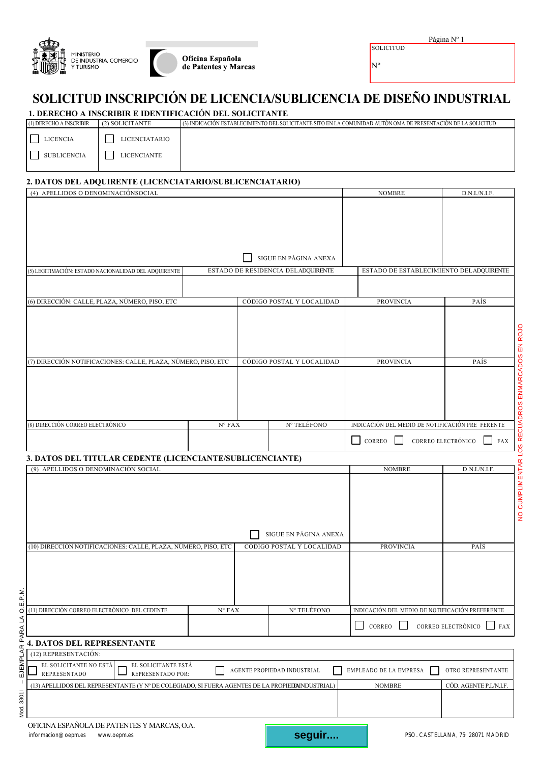MINISTERIO DE INDUSTRIA, COMERCIO Y TURISMO

Oficina Española de Patentes y Marcas

| SOLICITUD |
|---|
| Nº |

# SOLICITUD INSCRIPCIÓN DE LICENCIA/SUBLICENCIA DE DISEÑO INDUSTRIAL

## 1. DERECHO A INSCRIBIR E IDENTIFICACIÓN DEL SOLICITANTE

| (1) DERECHO A INSCRIBIR | (2) SOLICITANTE | (3) INDICACIÓN ESTABLECIMIENTO DEL SOLICITANTE SITO EN LA COMUNIDAD AUTÓNOMA DE PRESENTACIÓN DE LA SOLICITUD |
|---|---|---|
| ☐ LICENCIA | ☐ LICENCIATARIO | |
| ☐ SUBLICENCIA | ☐ LICENCIANTE | |

## 2. DATOS DEL ADQUIRENTE (LICENCIATARIO/SUBLICENCIATARIO)

| (4) APELLIDOS O DENOMINACIÓNSOCIAL | NOMBRE | D.N.I./N.I.F. |
|---|---|---|
| ☐ SIGUE EN PÁGINA ANEXA | | |

| (5) LEGITIMACIÓN: ESTADO NACIONALIDAD DEL ADQUIRENTE | ESTADO DE RESIDENCIA DEL ADQUIRENTE | ESTADO DE ESTABLECIMIENTO DEL ADQUIRENTE |
|---|---|---|
| | | |

| (6) DIRECCIÓN: CALLE, PLAZA, NÚMERO, PISO, ETC | CÓDIGO POSTAL Y LOCALIDAD | PROVINCIA | PAÍS |
|---|---|---|---|
| | | | |

| (7) DIRECCIÓN NOTIFICACIONES: CALLE, PLAZA, NÚMERO, PISO, ETC | CÓDIGO POSTAL Y LOCALIDAD | PROVINCIA | PAÍS |
|---|---|---|---|
| | | | |

| (8) DIRECCIÓN CORREO ELECTRÓNICO | Nº FAX | Nº TELÉFONO | INDICACIÓN DEL MEDIO DE NOTIFICACIÓN PREFERENTE |
|---|---|---|---|
| | | | ☐ CORREO ☐ CORREO ELECTRÓNICO ☐ FAX |

## 3. DATOS DEL TITULAR CEDENTE (LICENCIANTE/SUBLICENCIANTE)

| (9) APELLIDOS O DENOMINACIÓN SOCIAL | NOMBRE | D.N.I./N.I.F. |
|---|---|---|
| ☐ SIGUE EN PÁGINA ANEXA | | |

| (10) DIRECCIÓN NOTIFICACIONES: CALLE, PLAZA, NÚMERO, PISO, ETC | CÓDIGO POSTAL Y LOCALIDAD | PROVINCIA | PAÍS |
|---|---|---|---|
| | | | |

| (11) DIRECCIÓN CORREO ELECTRÓNICO DEL CEDENTE | Nº FAX | Nº TELÉFONO | INDICACIÓN DEL MEDIO DE NOTIFICACIÓN PREFERENTE |
|---|---|---|---|
| | | | ☐ CORREO ☐ CORREO ELECTRÓNICO ☐ FAX |

## 4. DATOS DEL REPRESENTANTE

(12) REPRESENTACIÓN:

☐ EL SOLICITANTE NO ESTÁ REPRESENTADO ☐ EL SOLICITANTE ESTÁ REPRESENTADO POR: ☐ AGENTE PROPIEDAD INDUSTRIAL ☐ EMPLEADO DE LA EMPRESA ☐ OTRO REPRESENTANTE

| (13) APELLIDOS DEL REPRESENTANTE (Y Nº DE COLEGIADO, SI FUERA AGENTES DE LA PROPIEDAD INDUSTRIAL) | NOMBRE | CÓD. AGENTE P.I./N.I.F. |
|---|---|---|
| | | |

NO CUMPLIMENTAR LOS RECUADROS ENMARCADOS EN ROJO

Mod. 3301I – EJEMPLAR PARA LA O.E.P.M.

OFICINA ESPAÑOLA DE PATENTES Y MARCAS, O.A.

informacion@oepm.es www.oepm.es

seguir....

PSO. CASTELLANA, 75· 28071 MADRID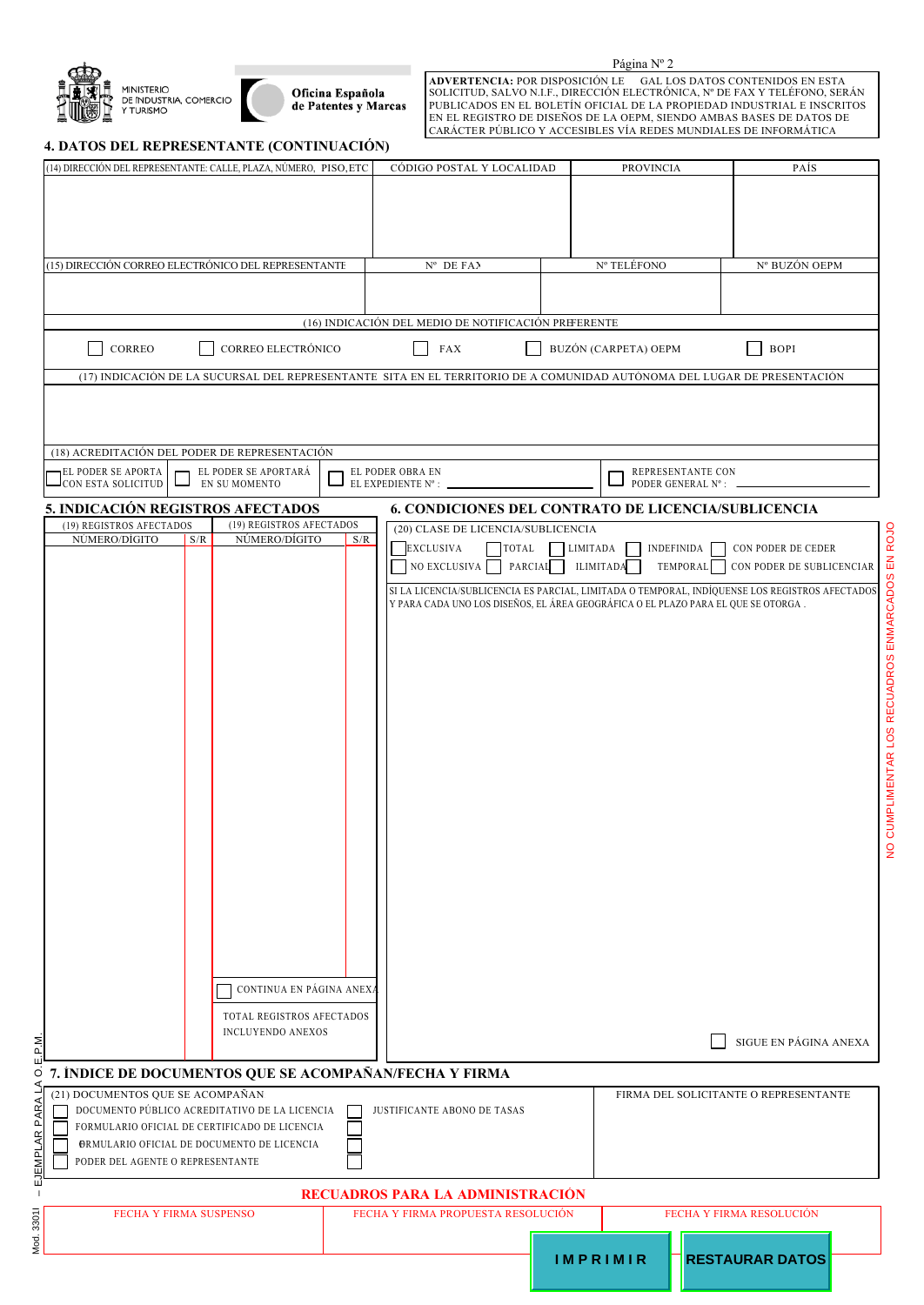MINISTERIO DE INDUSTRIA, COMERCIO Y TURISMO

**Oficina Española de Patentes y Marcas**

Página Nº 2

**ADVERTENCIA:** POR DISPOSICIÓN LEGAL LOS DATOS CONTENIDOS EN ESTA SOLICITUD, SALVO N.I.F., DIRECCIÓN ELECTRÓNICA, Nº DE FAX Y TELÉFONO, SERÁN PUBLICADOS EN EL BOLETÍN OFICIAL DE LA PROPIEDAD INDUSTRIAL E INSCRITOS EN EL REGISTRO DE DISEÑOS DE LA OEPM, SIENDO AMBAS BASES DE DATOS DE CARÁCTER PÚBLICO Y ACCESIBLES VÍA REDES MUNDIALES DE INFORMÁTICA

## 4. DATOS DEL REPRESENTANTE (CONTINUACIÓN)

| (14) DIRECCIÓN DEL REPRESENTANTE: CALLE, PLAZA, NÚMERO, PISO, ETC | CÓDIGO POSTAL Y LOCALIDAD | PROVINCIA | PAÍS |
|---|---|---|---|
| | | | |

| (15) DIRECCIÓN CORREO ELECTRÓNICO DEL REPRESENTANTE | Nº DE FAX | Nº TELÉFONO | Nº BUZÓN OEPM |
|---|---|---|---|
| | | | |

(16) INDICACIÓN DEL MEDIO DE NOTIFICACIÓN PREFERENTE

☐ CORREO ☐ CORREO ELECTRÓNICO ☐ FAX ☐ BUZÓN (CARPETA) OEPM ☐ BOPI

(17) INDICACIÓN DE LA SUCURSAL DEL REPRESENTANTE SITA EN EL TERRITORIO DE A COMUNIDAD AUTÓNOMA DEL LUGAR DE PRESENTACIÓN

(18) ACREDITACIÓN DEL PODER DE REPRESENTACIÓN

☐ EL PODER SE APORTA CON ESTA SOLICITUD ☐ EL PODER SE APORTARÁ EN SU MOMENTO ☐ EL PODER OBRA EN EL EXPEDIENTE Nº : ______ ☐ REPRESENTANTE CON PODER GENERAL Nº : ______

## 5. INDICACIÓN REGISTROS AFECTADOS

| (19) REGISTROS AFECTADOS NÚMERO/DÍGITO | S/R | (19) REGISTROS AFECTADOS NÚMERO/DÍGITO | S/R |
|---|---|---|---|
| | | | |

☐ CONTINUA EN PÁGINA ANEXA

TOTAL REGISTROS AFECTADOS INCLUYENDO ANEXOS

## 6. CONDICIONES DEL CONTRATO DE LICENCIA/SUBLICENCIA

(20) CLASE DE LICENCIA/SUBLICENCIA

☐ EXCLUSIVA ☐ TOTAL ☐ LIMITADA ☐ INDEFINIDA ☐ CON PODER DE CEDER

☐ NO EXCLUSIVA ☐ PARCIAL ☐ ILIMITADA ☐ TEMPORAL ☐ CON PODER DE SUBLICENCIAR

SI LA LICENCIA/SUBLICENCIA ES PARCIAL, LIMITADA O TEMPORAL, INDÍQUENSE LOS REGISTROS AFECTADOS Y PARA CADA UNO LOS DISEÑOS, EL ÁREA GEOGRÁFICA O EL PLAZO PARA EL QUE SE OTORGA .

☐ SIGUE EN PÁGINA ANEXA

## 7. ÍNDICE DE DOCUMENTOS QUE SE ACOMPAÑAN/FECHA Y FIRMA

(21) DOCUMENTOS QUE SE ACOMPAÑAN

☐ DOCUMENTO PÚBLICO ACREDITATIVO DE LA LICENCIA ☐ JUSTIFICANTE ABONO DE TASAS

☐ FORMULARIO OFICIAL DE CERTIFICADO DE LICENCIA ☐

☐ FORMULARIO OFICIAL DE DOCUMENTO DE LICENCIA ☐

☐ PODER DEL AGENTE O REPRESENTANTE ☐

FIRMA DEL SOLICITANTE O REPRESENTANTE

**RECUADROS PARA LA ADMINISTRACIÓN**

| FECHA Y FIRMA SUSPENSO | FECHA Y FIRMA PROPUESTA RESOLUCIÓN | FECHA Y FIRMA RESOLUCIÓN |
|---|---|---|
| | | |

NO CUMPLIMENTAR LOS RECUADROS ENMARCADOS EN ROJO

Mod. 3301I – EJEMPLAR PARA LA O.E.P.M.

IMPRIMIR RESTAURAR DATOS